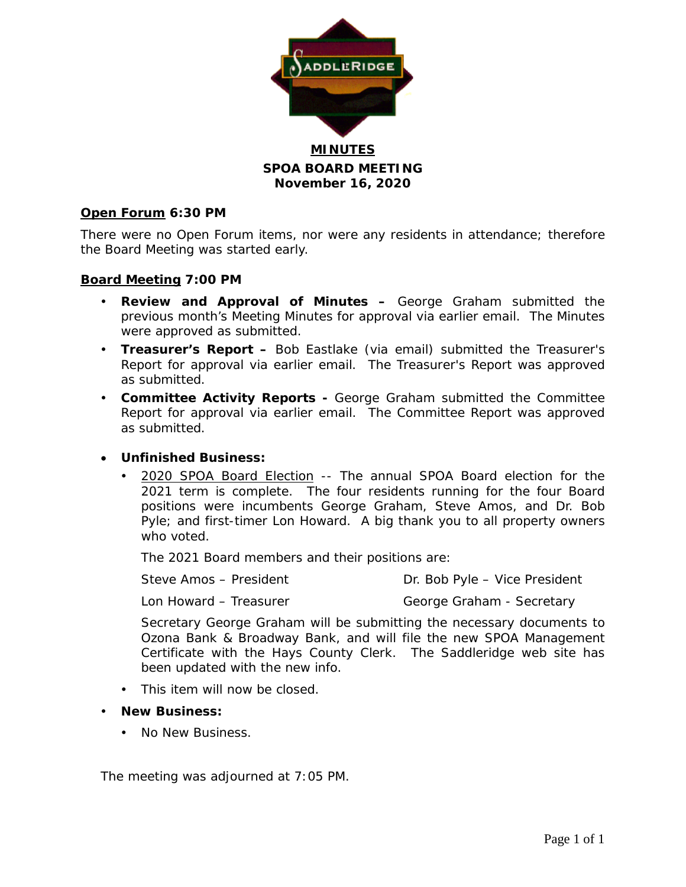# MINUTES

## SPOA BOARD MEETING
## November 16, 2020

**Open Forum 6:30 PM**

There were no Open Forum items, nor were any residents in attendance; therefore the Board Meeting was started early.

**Board Meeting 7:00 PM**

- **Review and Approval of Minutes –** George Graham submitted the previous month's Meeting Minutes for approval via earlier email. The Minutes were approved as submitted.
- **Treasurer's Report –** Bob Eastlake (via email) submitted the Treasurer's Report for approval via earlier email. The Treasurer's Report was approved as submitted.
- **Committee Activity Reports -** George Graham submitted the Committee Report for approval via earlier email. The Committee Report was approved as submitted.

- **Unfinished Business:**
  - 2020 SPOA Board Election -- The annual SPOA Board election for the 2021 term is complete. The four residents running for the four Board positions were incumbents George Graham, Steve Amos, and Dr. Bob Pyle; and first-timer Lon Howard. A big thank you to all property owners who voted.

    The 2021 Board members and their positions are:

    Steve Amos – President

    Dr. Bob Pyle – Vice President

    Lon Howard – Treasurer

    George Graham - Secretary

    Secretary George Graham will be submitting the necessary documents to Ozona Bank & Broadway Bank, and will file the new SPOA Management Certificate with the Hays County Clerk. The Saddleridge web site has been updated with the new info.
  - This item will now be closed.
- **New Business:**
  - No New Business.

The meeting was adjourned at 7:05 PM.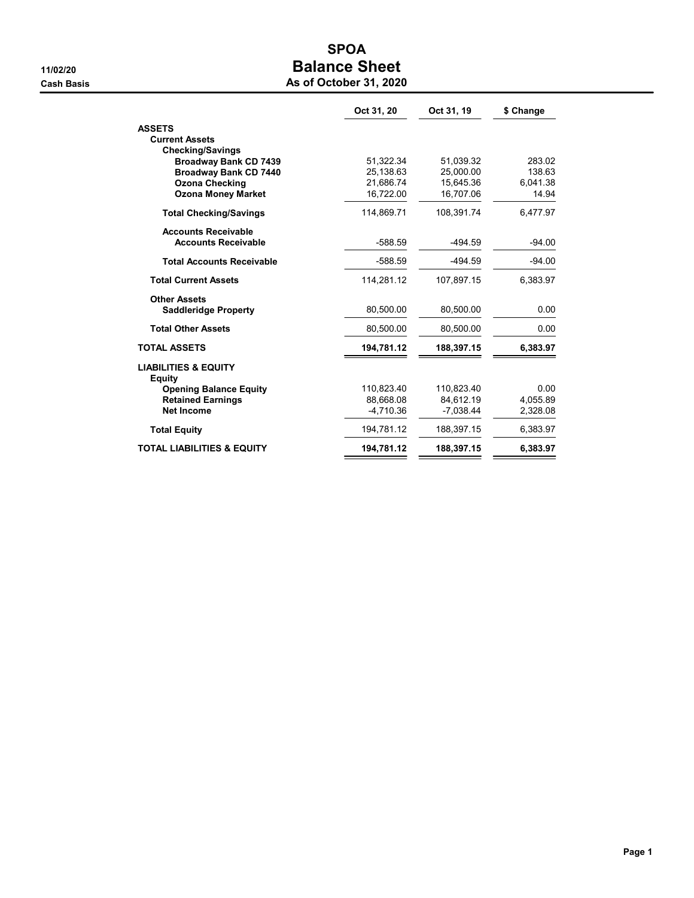# SPOA
## Balance Sheet
### As of October 31, 2020

11/02/20

Cash Basis

| | Oct 31, 20 | Oct 31, 19 | $ Change |
|---|---|---|---|
| **ASSETS** | | | |
| **Current Assets** | | | |
| **Checking/Savings** | | | |
| **Broadway Bank CD 7439** | 51,322.34 | 51,039.32 | 283.02 |
| **Broadway Bank CD 7440** | 25,138.63 | 25,000.00 | 138.63 |
| **Ozona Checking** | 21,686.74 | 15,645.36 | 6,041.38 |
| **Ozona Money Market** | 16,722.00 | 16,707.06 | 14.94 |
| **Total Checking/Savings** | 114,869.71 | 108,391.74 | 6,477.97 |
| **Accounts Receivable** | | | |
| **Accounts Receivable** | -588.59 | -494.59 | -94.00 |
| **Total Accounts Receivable** | -588.59 | -494.59 | -94.00 |
| **Total Current Assets** | 114,281.12 | 107,897.15 | 6,383.97 |
| **Other Assets** | | | |
| **Saddleridge Property** | 80,500.00 | 80,500.00 | 0.00 |
| **Total Other Assets** | 80,500.00 | 80,500.00 | 0.00 |
| **TOTAL ASSETS** | **194,781.12** | **188,397.15** | **6,383.97** |
| **LIABILITIES & EQUITY** | | | |
| **Equity** | | | |
| **Opening Balance Equity** | 110,823.40 | 110,823.40 | 0.00 |
| **Retained Earnings** | 88,668.08 | 84,612.19 | 4,055.89 |
| **Net Income** | -4,710.36 | -7,038.44 | 2,328.08 |
| **Total Equity** | 194,781.12 | 188,397.15 | 6,383.97 |
| **TOTAL LIABILITIES & EQUITY** | **194,781.12** | **188,397.15** | **6,383.97** |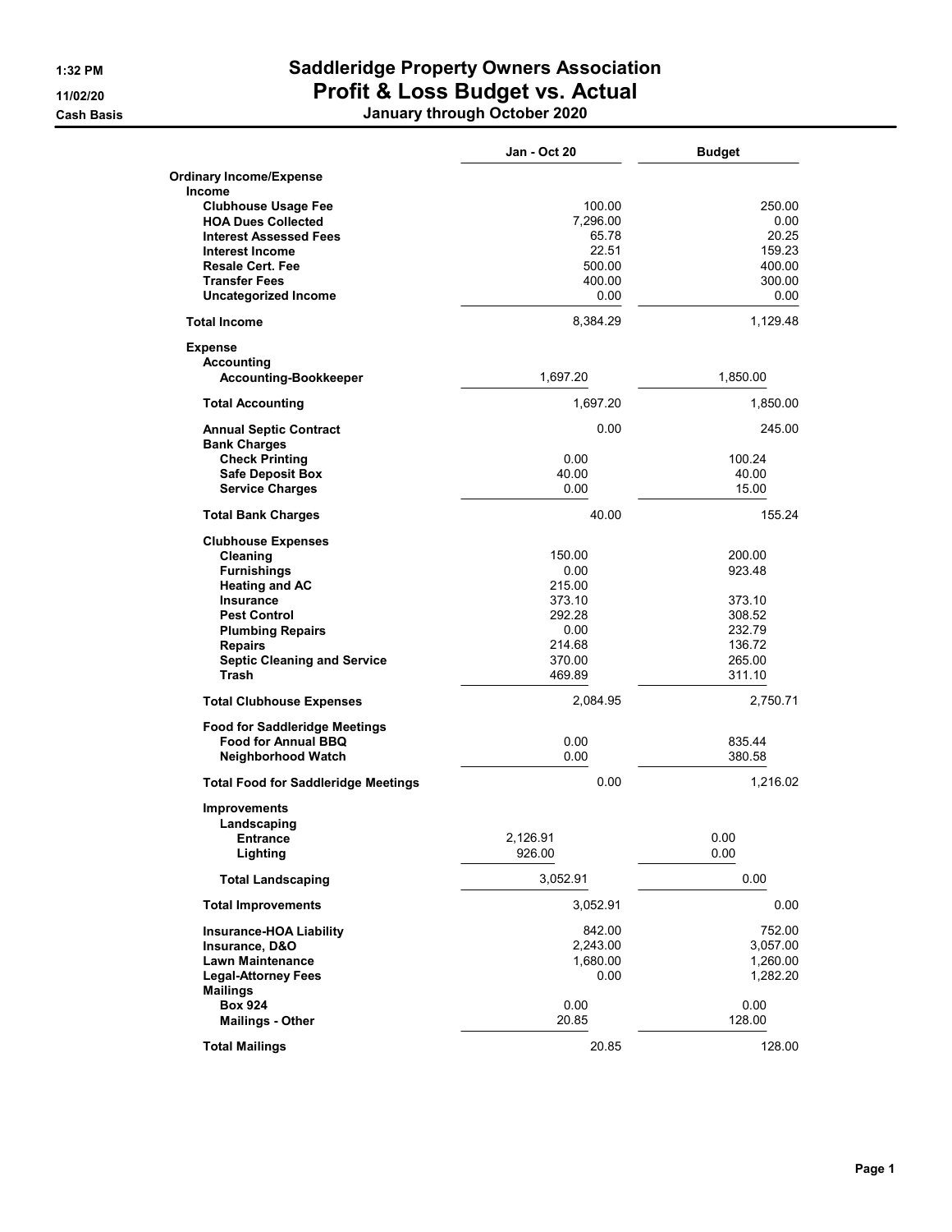# Saddleridge Property Owners Association

## Profit & Loss Budget vs. Actual

### January through October 2020

1:32 PM
11/02/20
Cash Basis

| | Jan - Oct 20 | Budget |
|---|---|---|
| **Ordinary Income/Expense** | | |
| **Income** | | |
| **Clubhouse Usage Fee** | 100.00 | 250.00 |
| **HOA Dues Collected** | 7,296.00 | 0.00 |
| **Interest Assessed Fees** | 65.78 | 20.25 |
| **Interest Income** | 22.51 | 159.23 |
| **Resale Cert. Fee** | 500.00 | 400.00 |
| **Transfer Fees** | 400.00 | 300.00 |
| **Uncategorized Income** | 0.00 | 0.00 |
| **Total Income** | 8,384.29 | 1,129.48 |
| **Expense** | | |
| **Accounting** | | |
| **Accounting-Bookkeeper** | 1,697.20 | 1,850.00 |
| **Total Accounting** | 1,697.20 | 1,850.00 |
| **Annual Septic Contract** | 0.00 | 245.00 |
| **Bank Charges** | | |
| **Check Printing** | 0.00 | 100.24 |
| **Safe Deposit Box** | 40.00 | 40.00 |
| **Service Charges** | 0.00 | 15.00 |
| **Total Bank Charges** | 40.00 | 155.24 |
| **Clubhouse Expenses** | | |
| **Cleaning** | 150.00 | 200.00 |
| **Furnishings** | 0.00 | 923.48 |
| **Heating and AC** | 215.00 | |
| **Insurance** | 373.10 | 373.10 |
| **Pest Control** | 292.28 | 308.52 |
| **Plumbing Repairs** | 0.00 | 232.79 |
| **Repairs** | 214.68 | 136.72 |
| **Septic Cleaning and Service** | 370.00 | 265.00 |
| **Trash** | 469.89 | 311.10 |
| **Total Clubhouse Expenses** | 2,084.95 | 2,750.71 |
| **Food for Saddleridge Meetings** | | |
| **Food for Annual BBQ** | 0.00 | 835.44 |
| **Neighborhood Watch** | 0.00 | 380.58 |
| **Total Food for Saddleridge Meetings** | 0.00 | 1,216.02 |
| **Improvements** | | |
| **Landscaping** | | |
| **Entrance** | 2,126.91 | 0.00 |
| **Lighting** | 926.00 | 0.00 |
| **Total Landscaping** | 3,052.91 | 0.00 |
| **Total Improvements** | 3,052.91 | 0.00 |
| **Insurance-HOA Liability** | 842.00 | 752.00 |
| **Insurance, D&O** | 2,243.00 | 3,057.00 |
| **Lawn Maintenance** | 1,680.00 | 1,260.00 |
| **Legal-Attorney Fees** | 0.00 | 1,282.20 |
| **Mailings** | | |
| **Box 924** | 0.00 | 0.00 |
| **Mailings - Other** | 20.85 | 128.00 |
| **Total Mailings** | 20.85 | 128.00 |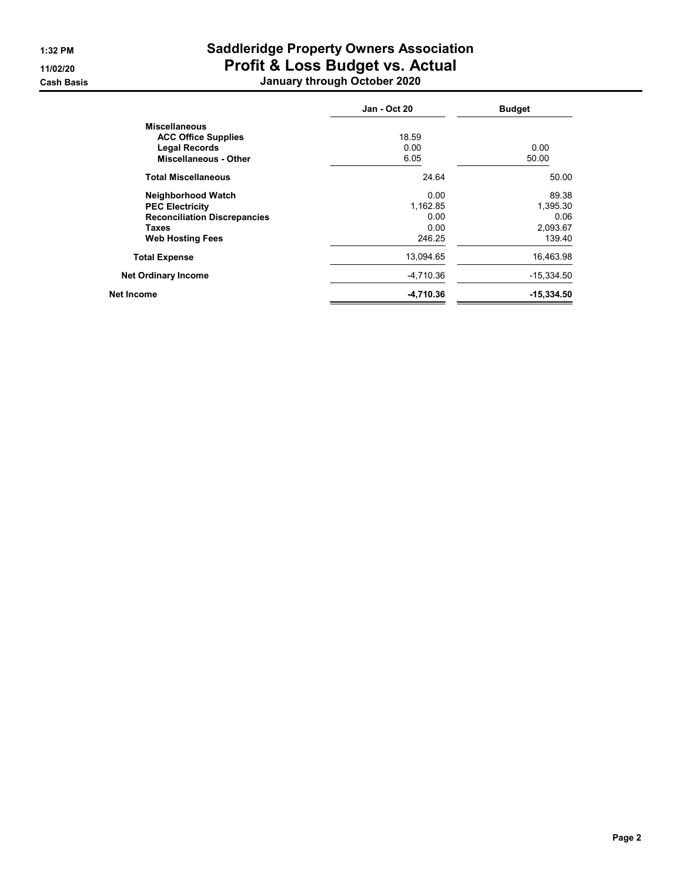# Saddleridge Property Owners Association

## Profit & Loss Budget vs. Actual

### January through October 2020

1:32 PM
11/02/20
Cash Basis

| | Jan - Oct 20 | Budget |
|---|---|---|
| **Miscellaneous** | | |
| **ACC Office Supplies** | 18.59 | |
| **Legal Records** | 0.00 | 0.00 |
| **Miscellaneous - Other** | 6.05 | 50.00 |
| **Total Miscellaneous** | 24.64 | 50.00 |
| **Neighborhood Watch** | 0.00 | 89.38 |
| **PEC Electricity** | 1,162.85 | 1,395.30 |
| **Reconciliation Discrepancies** | 0.00 | 0.06 |
| **Taxes** | 0.00 | 2,093.67 |
| **Web Hosting Fees** | 246.25 | 139.40 |
| **Total Expense** | 13,094.65 | 16,463.98 |
| **Net Ordinary Income** | -4,710.36 | -15,334.50 |
| **Net Income** | **-4,710.36** | **-15,334.50** |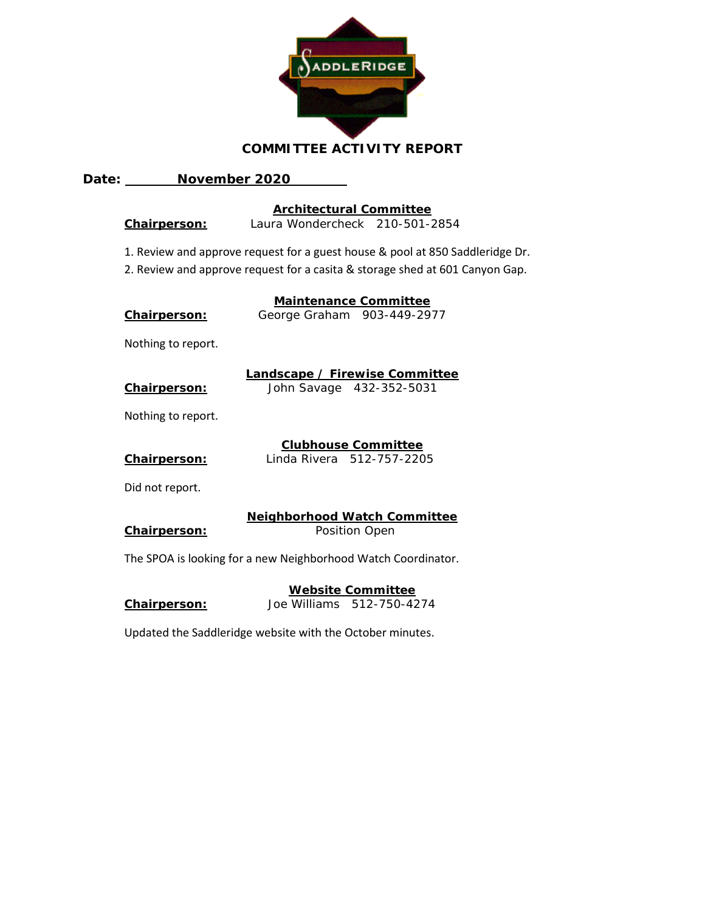# COMMITTEE ACTIVITY REPORT

**Date: November 2020**

## Architectural Committee

**Chairperson:** Laura Wondercheck 210-501-2854

1. Review and approve request for a guest house & pool at 850 Saddleridge Dr.
2. Review and approve request for a casita & storage shed at 601 Canyon Gap.

## Maintenance Committee

**Chairperson:** George Graham 903-449-2977

Nothing to report.

## Landscape / Firewise Committee

**Chairperson:** John Savage 432-352-5031

Nothing to report.

## Clubhouse Committee

**Chairperson:** Linda Rivera 512-757-2205

Did not report.

## Neighborhood Watch Committee

**Chairperson:** Position Open

The SPOA is looking for a new Neighborhood Watch Coordinator.

## Website Committee

**Chairperson:** Joe Williams 512-750-4274

Updated the Saddleridge website with the October minutes.